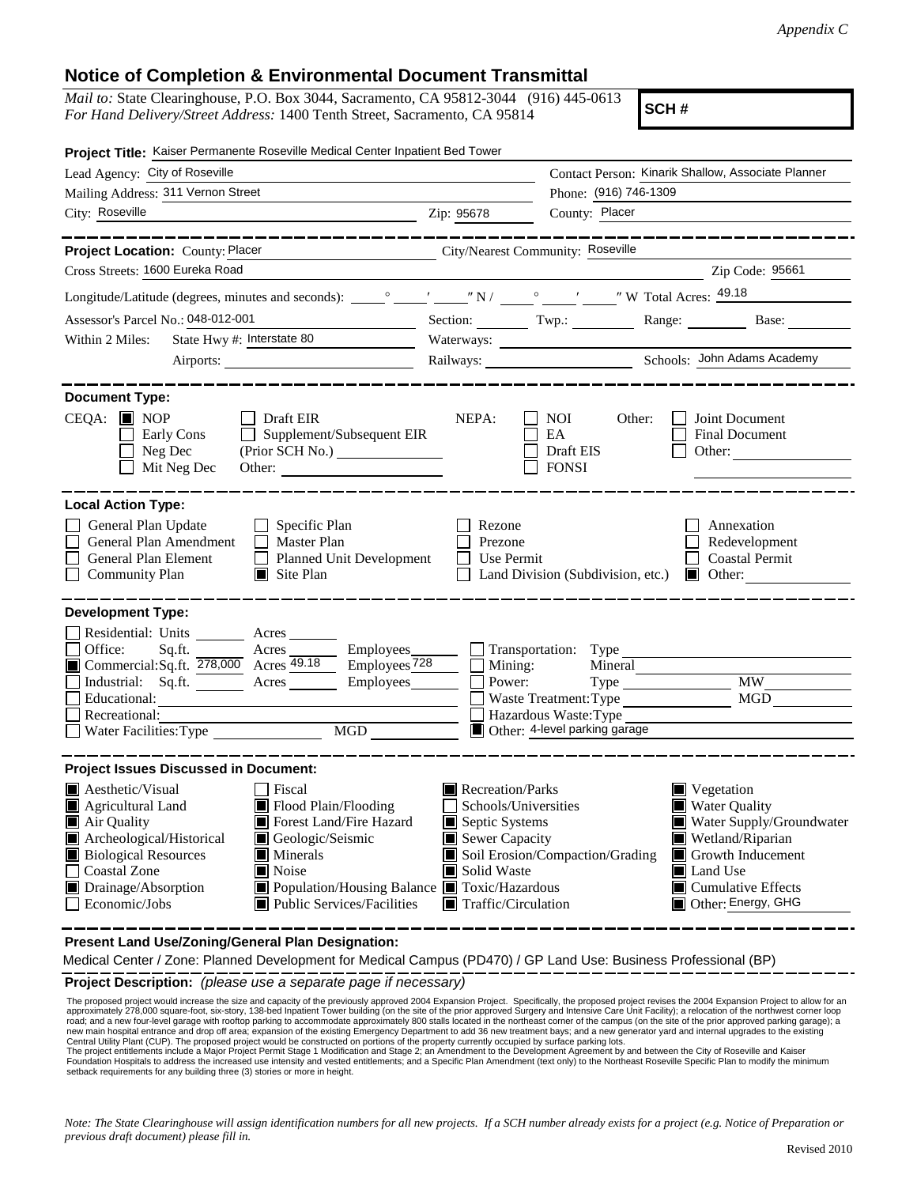*Appendix C*

# Notice of Completion & Environmental Document Transmittal

*Mail to:* State Clearinghouse, P.O. Box 3044, Sacramento, CA 95812-3044 (916) 445-0613
*For Hand Delivery/Street Address:* 1400 Tenth Street, Sacramento, CA 95814

**SCH #**

**Project Title:** Kaiser Permanente Roseville Medical Center Inpatient Bed Tower

Lead Agency: City of Roseville
Contact Person: Kinarik Shallow, Associate Planner
Mailing Address: 311 Vernon Street
Phone: (916) 746-1309
City: Roseville
Zip: 95678
County: Placer

**Project Location:** County: Placer
City/Nearest Community: Roseville
Cross Streets: 1600 Eureka Road
Zip Code: 95661
Longitude/Latitude (degrees, minutes and seconds): \_\_\_° \_\_\_′ \_\_\_″ N / \_\_\_° \_\_\_′ \_\_\_″ W Total Acres: 49.18
Assessor's Parcel No.: 048-012-001
Section: Twp.: Range: Base:
Within 2 Miles: State Hwy #: Interstate 80
Waterways:
Airports:
Railways:
Schools: John Adams Academy

**Document Type:**

CEQA: ☒ NOP ☐ Early Cons ☐ Neg Dec ☐ Mit Neg Dec ☐ Draft EIR ☐ Supplement/Subsequent EIR (Prior SCH No.) Other:

NEPA: ☐ NOI ☐ EA ☐ Draft EIS ☐ FONSI

Other: ☐ Joint Document ☐ Final Document ☐ Other:

**Local Action Type:**

☐ General Plan Update
☐ General Plan Amendment
☐ General Plan Element
☐ Community Plan
☐ Specific Plan
☐ Master Plan
☐ Planned Unit Development
☒ Site Plan
☐ Rezone
☐ Prezone
☐ Use Permit
☐ Land Division (Subdivision, etc.)
☐ Annexation
☐ Redevelopment
☐ Coastal Permit
☒ Other:

**Development Type:**

☐ Residential: Units \_\_\_ Acres \_\_\_
☐ Office: Sq.ft. \_\_\_ Acres \_\_\_ Employees \_\_\_
☒ Commercial: Sq.ft. 278,000 Acres 49.18 Employees 728
☐ Industrial: Sq.ft. \_\_\_ Acres \_\_\_ Employees \_\_\_
☐ Educational:
☐ Recreational:
☐ Water Facilities: Type \_\_\_ MGD \_\_\_
☐ Transportation: Type
☐ Mining: Mineral
☐ Power: Type \_\_\_ MW
☐ Waste Treatment: Type \_\_\_ MGD
☐ Hazardous Waste: Type
☒ Other: 4-level parking garage

**Project Issues Discussed in Document:**

☒ Aesthetic/Visual
☒ Agricultural Land
☒ Air Quality
☒ Archeological/Historical
☒ Biological Resources
☐ Coastal Zone
☒ Drainage/Absorption
☐ Economic/Jobs
☐ Fiscal
☒ Flood Plain/Flooding
☒ Forest Land/Fire Hazard
☒ Geologic/Seismic
☒ Minerals
☒ Noise
☒ Population/Housing Balance
☒ Public Services/Facilities
☒ Recreation/Parks
☐ Schools/Universities
☒ Septic Systems
☒ Sewer Capacity
☒ Soil Erosion/Compaction/Grading
☒ Solid Waste
☒ Toxic/Hazardous
☒ Traffic/Circulation
☒ Vegetation
☒ Water Quality
☒ Water Supply/Groundwater
☒ Wetland/Riparian
☒ Growth Inducement
☒ Land Use
☒ Cumulative Effects
☒ Other: Energy, GHG

**Present Land Use/Zoning/General Plan Designation:**

Medical Center / Zone: Planned Development for Medical Campus (PD470) / GP Land Use: Business Professional (BP)

**Project Description:** *(please use a separate page if necessary)*

The proposed project would increase the size and capacity of the previously approved 2004 Expansion Project. Specifically, the proposed project revises the 2004 Expansion Project to allow for an approximately 278,000 square-foot, six-story, 138-bed Inpatient Tower building (on the site of the prior approved Surgery and Intensive Care Unit Facility); a relocation of the northwest corner loop road; and a new four-level garage with rooftop parking to accommodate approximately 800 stalls located in the northeast corner of the campus (on the site of the prior approved parking garage); a new main hospital entrance and drop off area; expansion of the existing Emergency Department to add 36 new treatment bays; and a new generator yard and internal upgrades to the existing Central Utility Plant (CUP). The proposed project would be constructed on portions of the property currently occupied by surface parking lots.
The project entitlements include a Major Project Permit Stage 1 Modification and Stage 2; an Amendment to the Development Agreement by and between the City of Roseville and Kaiser Foundation Hospitals to address the increased use intensity and vested entitlements; and a Specific Plan Amendment (text only) to the Northeast Roseville Specific Plan to modify the minimum setback requirements for any building three (3) stories or more in height.

*Note: The State Clearinghouse will assign identification numbers for all new projects. If a SCH number already exists for a project (e.g. Notice of Preparation or previous draft document) please fill in.*

Revised 2010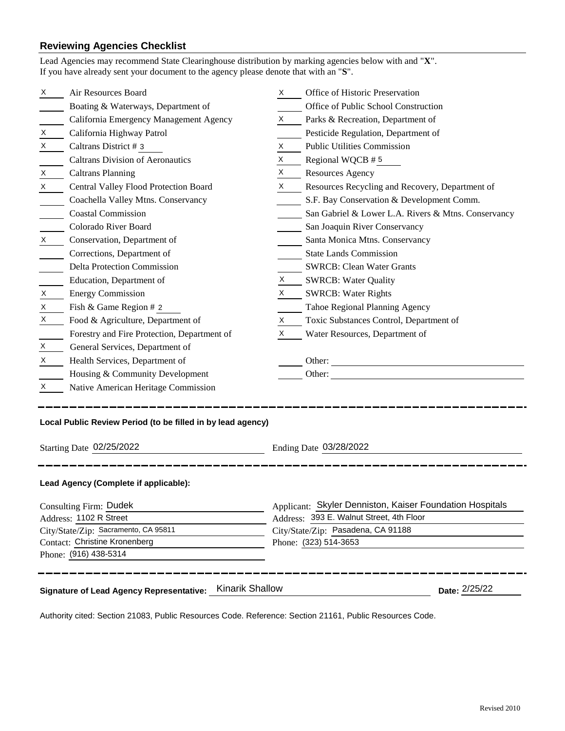## Reviewing Agencies Checklist

Lead Agencies may recommend State Clearinghouse distribution by marking agencies below with and "**X**".
If you have already sent your document to the agency please denote that with an "**S**".

| | | | |
|---|---|---|---|
| X | Air Resources Board | X | Office of Historic Preservation |
| | Boating & Waterways, Department of | | Office of Public School Construction |
| | California Emergency Management Agency | X | Parks & Recreation, Department of |
| X | California Highway Patrol | | Pesticide Regulation, Department of |
| X | Caltrans District # 3 | X | Public Utilities Commission |
| | Caltrans Division of Aeronautics | X | Regional WQCB # 5 |
| X | Caltrans Planning | X | Resources Agency |
| X | Central Valley Flood Protection Board | X | Resources Recycling and Recovery, Department of |
| | Coachella Valley Mtns. Conservancy | | S.F. Bay Conservation & Development Comm. |
| | Coastal Commission | | San Gabriel & Lower L.A. Rivers & Mtns. Conservancy |
| | Colorado River Board | | San Joaquin River Conservancy |
| X | Conservation, Department of | | Santa Monica Mtns. Conservancy |
| | Corrections, Department of | | State Lands Commission |
| | Delta Protection Commission | | SWRCB: Clean Water Grants |
| | Education, Department of | X | SWRCB: Water Quality |
| X | Energy Commission | X | SWRCB: Water Rights |
| X | Fish & Game Region # 2 | | Tahoe Regional Planning Agency |
| X | Food & Agriculture, Department of | X | Toxic Substances Control, Department of |
| | Forestry and Fire Protection, Department of | X | Water Resources, Department of |
| X | General Services, Department of | | |
| X | Health Services, Department of | | Other: |
| | Housing & Community Development | | Other: |
| X | Native American Heritage Commission | | |

---

**Local Public Review Period (to be filled in by lead agency)**

Starting Date 02/25/2022

Ending Date 03/28/2022

---

**Lead Agency (Complete if applicable):**

Consulting Firm: Dudek
Address: 1102 R Street
City/State/Zip: Sacramento, CA 95811
Contact: Christine Kronenberg
Phone: (916) 438-5314

Applicant: Skyler Denniston, Kaiser Foundation Hospitals
Address: 393 E. Walnut Street, 4th Floor
City/State/Zip: Pasadena, CA 91188
Phone: (323) 514-3653

---

**Signature of Lead Agency Representative:** Kinarik Shallow

**Date:** 2/25/22

Authority cited: Section 21083, Public Resources Code. Reference: Section 21161, Public Resources Code.

Revised 2010